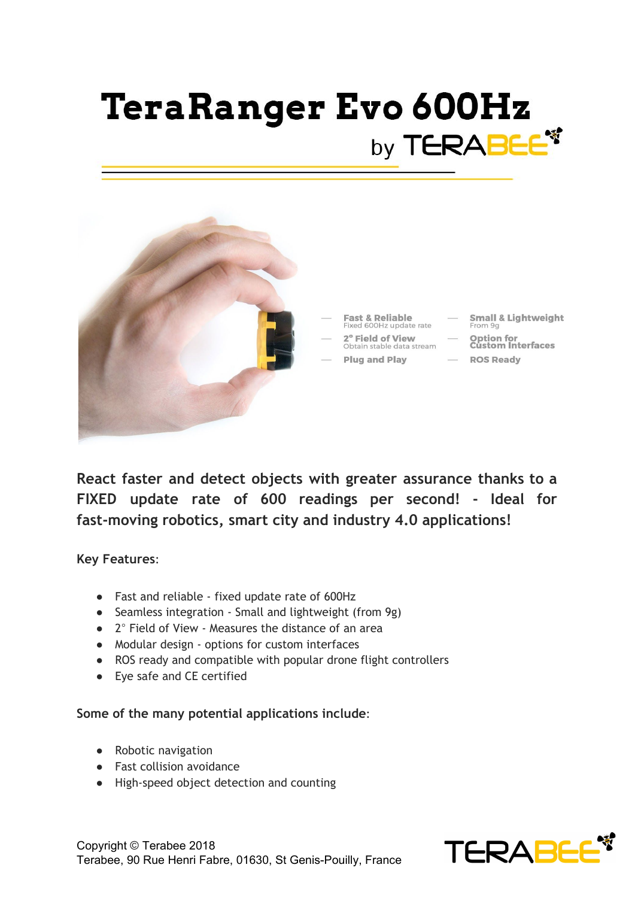# TeraRanger Evo 600Hz

by TERABEE

- **Fast & Reliable** — Fixed 600Hz update rate
- **2° Field of View** — Obtain stable data stream
- **Plug and Play**
- **Small & Lightweight** — From 9g
- **Option for Custom Interfaces**
- **ROS Ready**

**React faster and detect objects with greater assurance thanks to a FIXED update rate of 600 readings per second! - Ideal for fast-moving robotics, smart city and industry 4.0 applications!**

**Key Features**:

- Fast and reliable - fixed update rate of 600Hz
- Seamless integration - Small and lightweight (from 9g)
- 2° Field of View - Measures the distance of an area
- Modular design - options for custom interfaces
- ROS ready and compatible with popular drone flight controllers
- Eye safe and CE certified

**Some of the many potential applications include**:

- Robotic navigation
- Fast collision avoidance
- High-speed object detection and counting

Copyright © Terabee 2018
Terabee, 90 Rue Henri Fabre, 01630, St Genis-Pouilly, France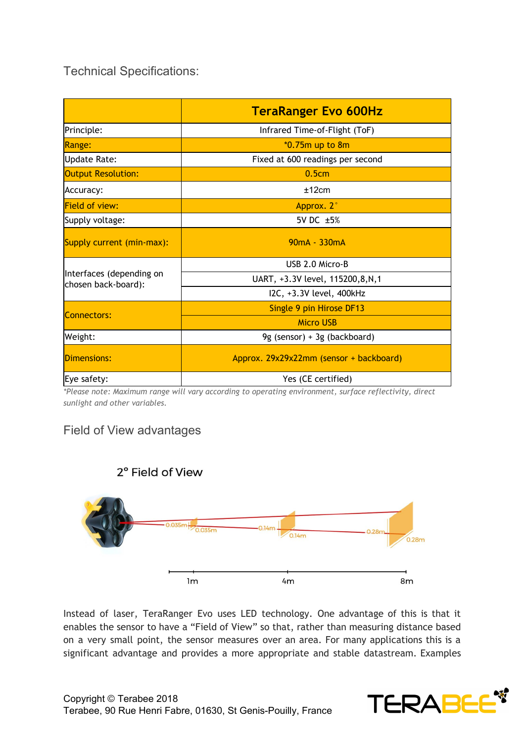## Technical Specifications:

| | **TeraRanger Evo 600Hz** |
|---|---|
| Principle: | Infrared Time-of-Flight (ToF) |
| Range: | *0.75m up to 8m |
| Update Rate: | Fixed at 600 readings per second |
| Output Resolution: | 0.5cm |
| Accuracy: | ±12cm |
| Field of view: | Approx. 2° |
| Supply voltage: | 5V DC ±5% |
| Supply current (min-max): | 90mA - 330mA |
| Interfaces (depending on chosen back-board): | USB 2.0 Micro-B |
| | UART, +3.3V level, 115200,8,N,1 |
| | I2C, +3.3V level, 400kHz |
| Connectors: | Single 9 pin Hirose DF13 |
| | Micro USB |
| Weight: | 9g (sensor) + 3g (backboard) |
| Dimensions: | Approx. 29x29x22mm (sensor + backboard) |
| Eye safety: | Yes (CE certified) |

*\*Please note: Maximum range will vary according to operating environment, surface reflectivity, direct sunlight and other variables.*

## Field of View advantages

2° Field of View

0.035m 0.035m 0.14m 0.14m 0.28m 0.28m

1m 4m 8m

Instead of laser, TeraRanger Evo uses LED technology. One advantage of this is that it enables the sensor to have a "Field of View" so that, rather than measuring distance based on a very small point, the sensor measures over an area. For many applications this is a significant advantage and provides a more appropriate and stable datastream. Examples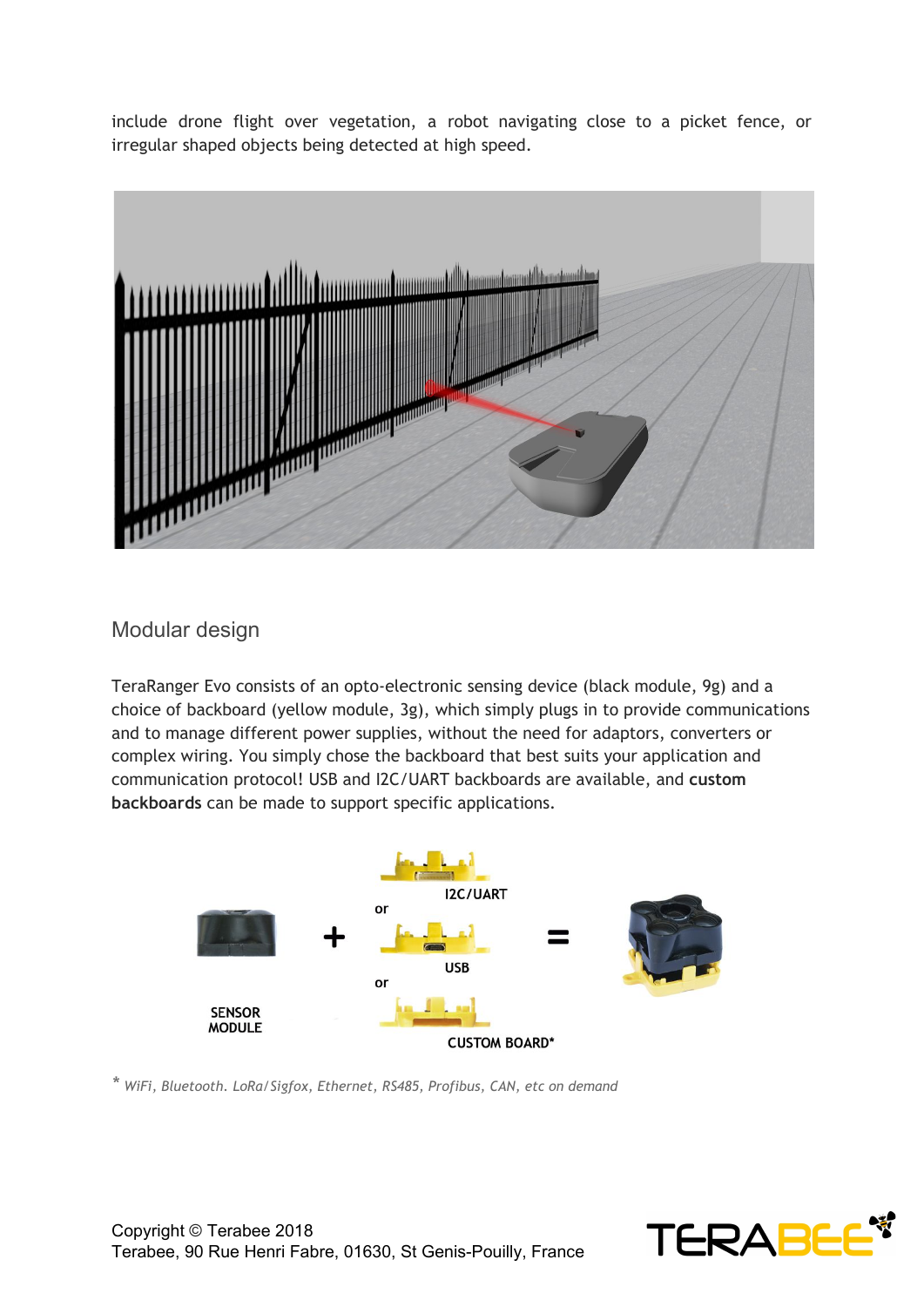include drone flight over vegetation, a robot navigating close to a picket fence, or irregular shaped objects being detected at high speed.

## Modular design

TeraRanger Evo consists of an opto-electronic sensing device (black module, 9g) and a choice of backboard (yellow module, 3g), which simply plugs in to provide communications and to manage different power supplies, without the need for adaptors, converters or complex wiring. You simply chose the backboard that best suits your application and communication protocol! USB and I2C/UART backboards are available, and **custom backboards** can be made to support specific applications.

SENSOR MODULE + I2C/UART or USB or CUSTOM BOARD* =

* *WiFi, Bluetooth. LoRa/Sigfox, Ethernet, RS485, Profibus, CAN, etc on demand*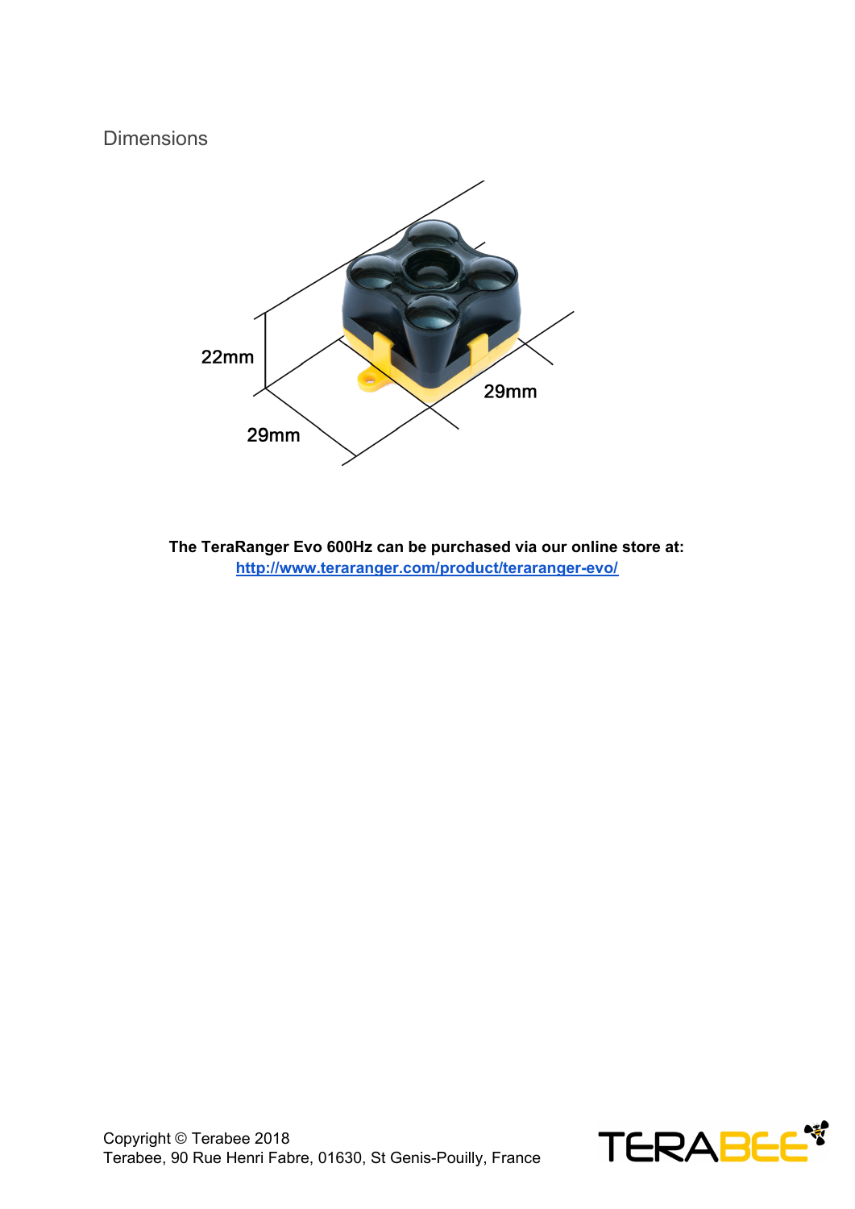## Dimensions

22mm

29mm

29mm

**The TeraRanger Evo 600Hz can be purchased via our online store at:**
**[http://www.teraranger.com/product/teraranger-evo/](http://www.teraranger.com/product/teraranger-evo/)**

Copyright © Terabee 2018
Terabee, 90 Rue Henri Fabre, 01630, St Genis-Pouilly, France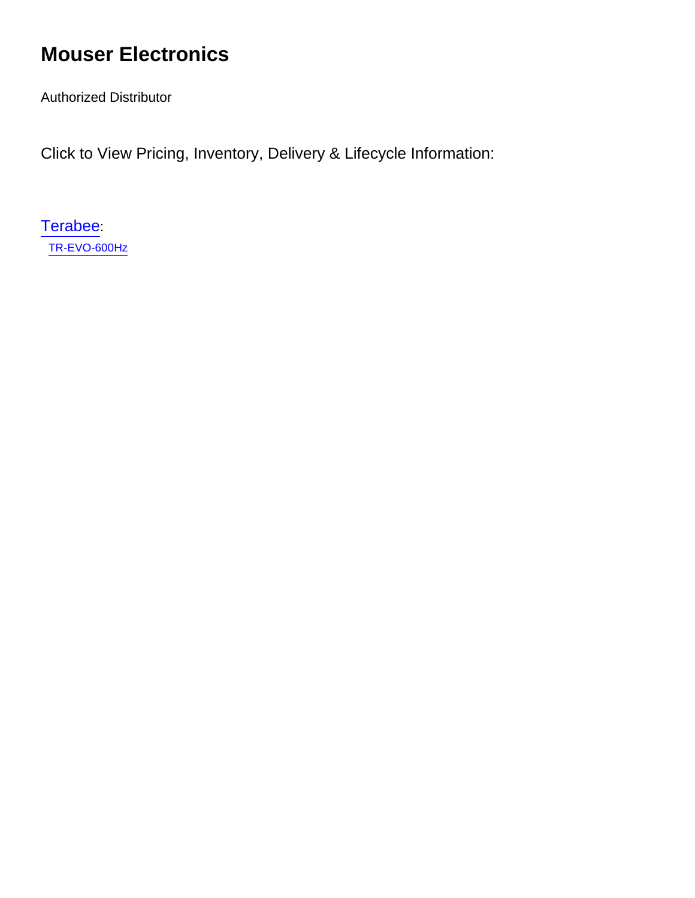# Mouser Electronics

Authorized Distributor

Click to View Pricing, Inventory, Delivery & Lifecycle Information:

Terabee:

TR-EVO-600Hz